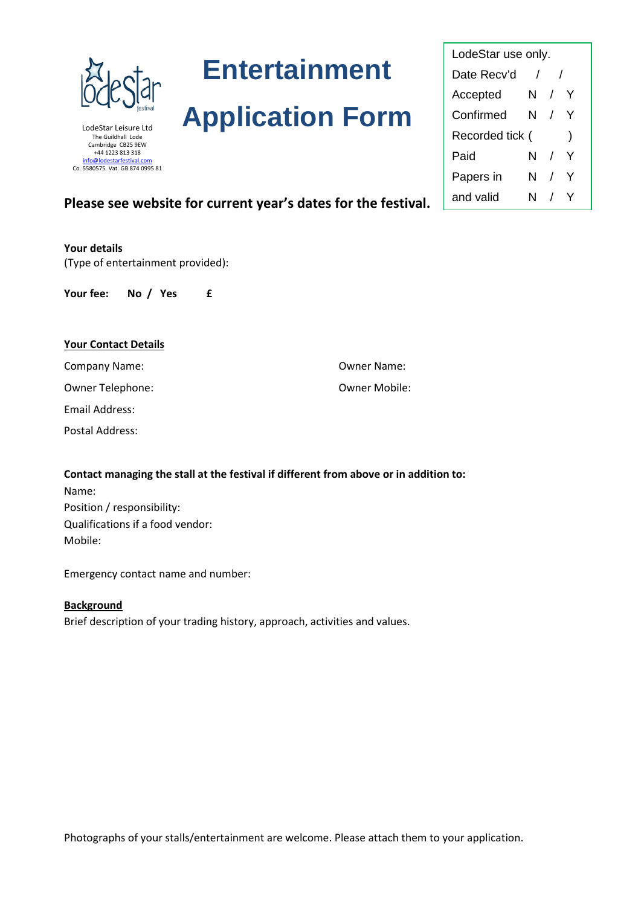LodeStar Leisure Ltd
The Guildhall Lode
Cambridge CB25 9EW
+44 1223 813 318
info@lodestarfestival.com
Co. 5580575. Vat. GB 874 0995 81

# Entertainment Application Form

| LodeStar use only. | |
|---|---|
| Date Recv'd | / / |
| Accepted | N / Y |
| Confirmed | N / Y |
| Recorded tick ( | ) |
| Paid | N / Y |
| Papers in | N / Y |
| and valid | N / Y |

**Please see website for current year's dates for the festival.**

**Your details**
(Type of entertainment provided):

**Your fee: No / Yes £**

**Your Contact Details**

Company Name:

Owner Name:

Owner Telephone:

Owner Mobile:

Email Address:

Postal Address:

**Contact managing the stall at the festival if different from above or in addition to:**

Name:
Position / responsibility:
Qualifications if a food vendor:
Mobile:

Emergency contact name and number:

**Background**
Brief description of your trading history, approach, activities and values.

Photographs of your stalls/entertainment are welcome. Please attach them to your application.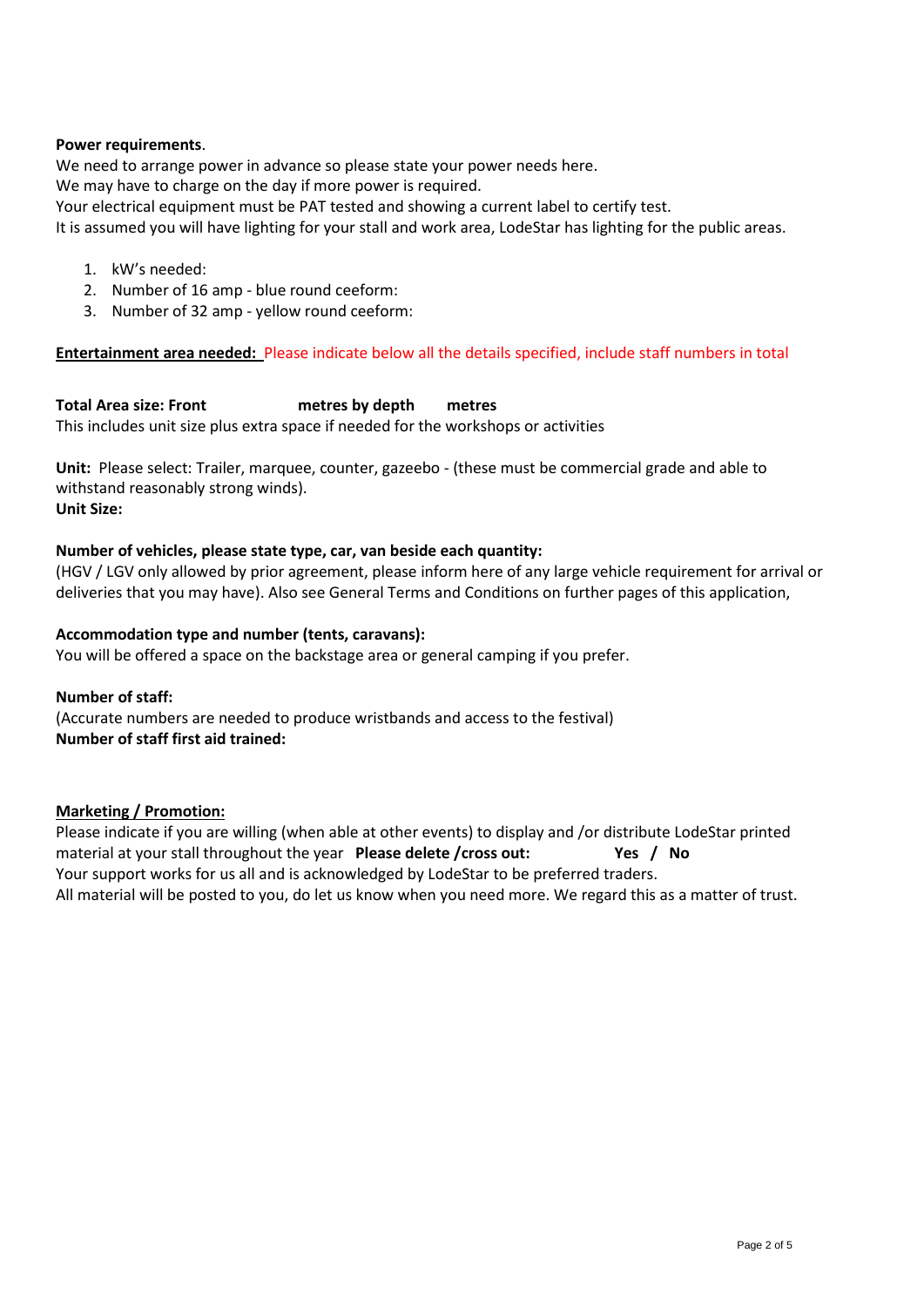**Power requirements**.

We need to arrange power in advance so please state your power needs here.
We may have to charge on the day if more power is required.
Your electrical equipment must be PAT tested and showing a current label to certify test.
It is assumed you will have lighting for your stall and work area, LodeStar has lighting for the public areas.

1. kW's needed:
2. Number of 16 amp - blue round ceeform:
3. Number of 32 amp - yellow round ceeform:

**Entertainment area needed:** Please indicate below all the details specified, include staff numbers in total

**Total Area size: Front metres by depth metres**

This includes unit size plus extra space if needed for the workshops or activities

**Unit:** Please select: Trailer, marquee, counter, gazeebo - (these must be commercial grade and able to withstand reasonably strong winds).

**Unit Size:**

**Number of vehicles, please state type, car, van beside each quantity:**

(HGV / LGV only allowed by prior agreement, please inform here of any large vehicle requirement for arrival or deliveries that you may have). Also see General Terms and Conditions on further pages of this application,

**Accommodation type and number (tents, caravans):**

You will be offered a space on the backstage area or general camping if you prefer.

**Number of staff:**

(Accurate numbers are needed to produce wristbands and access to the festival)

**Number of staff first aid trained:**

**Marketing / Promotion:**

Please indicate if you are willing (when able at other events) to display and /or distribute LodeStar printed material at your stall throughout the year **Please delete /cross out: Yes / No**

Your support works for us all and is acknowledged by LodeStar to be preferred traders.
All material will be posted to you, do let us know when you need more. We regard this as a matter of trust.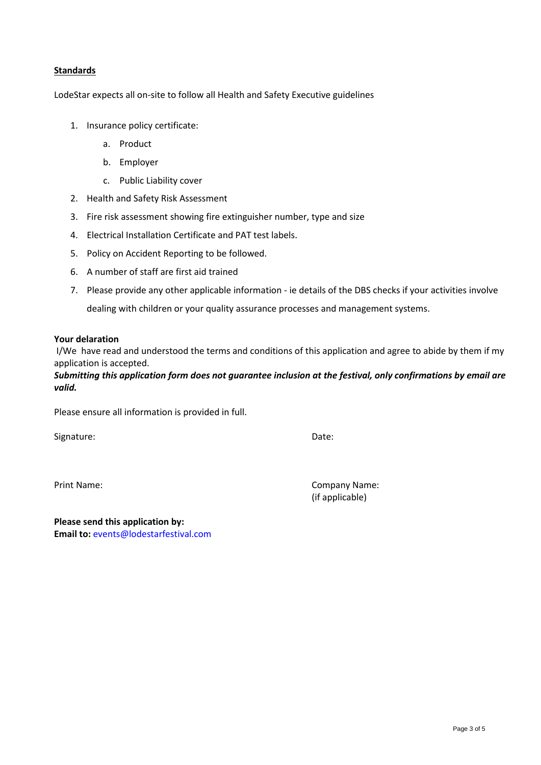**<u>Standards</u>**

LodeStar expects all on-site to follow all Health and Safety Executive guidelines

1. Insurance policy certificate:
    a. Product
    b. Employer
    c. Public Liability cover
2. Health and Safety Risk Assessment
3. Fire risk assessment showing fire extinguisher number, type and size
4. Electrical Installation Certificate and PAT test labels.
5. Policy on Accident Reporting to be followed.
6. A number of staff are first aid trained
7. Please provide any other applicable information - ie details of the DBS checks if your activities involve dealing with children or your quality assurance processes and management systems.

**Your delaration**

I/We have read and understood the terms and conditions of this application and agree to abide by them if my application is accepted.

***Submitting this application form does not guarantee inclusion at the festival, only confirmations by email are valid.***

Please ensure all information is provided in full.

Signature: &nbsp;&nbsp;&nbsp;&nbsp;&nbsp;&nbsp;&nbsp;&nbsp;&nbsp;&nbsp;&nbsp;&nbsp;&nbsp;&nbsp;&nbsp;&nbsp;&nbsp;&nbsp;&nbsp;&nbsp; Date:

Print Name: &nbsp;&nbsp;&nbsp;&nbsp;&nbsp;&nbsp;&nbsp;&nbsp;&nbsp;&nbsp;&nbsp;&nbsp;&nbsp;&nbsp;&nbsp;&nbsp;&nbsp;&nbsp; Company Name:
(if applicable)

**Please send this application by:**
**Email to:** events@lodestarfestival.com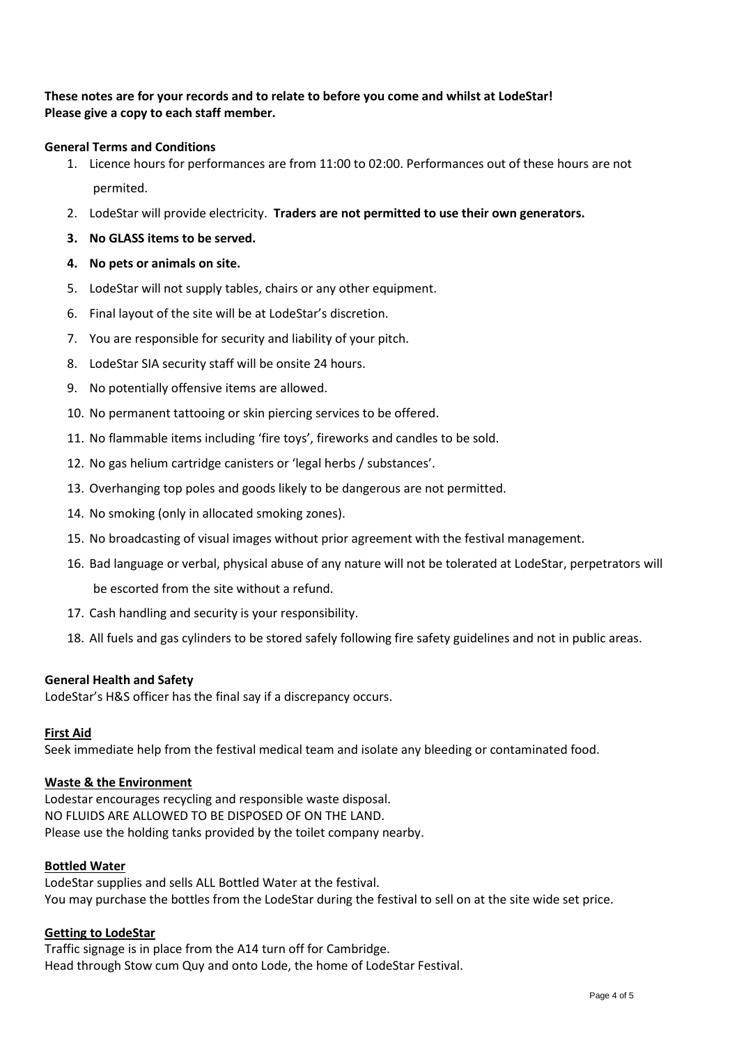**These notes are for your records and to relate to before you come and whilst at LodeStar!**
**Please give a copy to each staff member.**

**General Terms and Conditions**

1. Licence hours for performances are from 11:00 to 02:00. Performances out of these hours are not permited.
2. LodeStar will provide electricity. **Traders are not permitted to use their own generators.**
3. **No GLASS items to be served.**
4. **No pets or animals on site.**
5. LodeStar will not supply tables, chairs or any other equipment.
6. Final layout of the site will be at LodeStar's discretion.
7. You are responsible for security and liability of your pitch.
8. LodeStar SIA security staff will be onsite 24 hours.
9. No potentially offensive items are allowed.
10. No permanent tattooing or skin piercing services to be offered.
11. No flammable items including 'fire toys', fireworks and candles to be sold.
12. No gas helium cartridge canisters or 'legal herbs / substances'.
13. Overhanging top poles and goods likely to be dangerous are not permitted.
14. No smoking (only in allocated smoking zones).
15. No broadcasting of visual images without prior agreement with the festival management.
16. Bad language or verbal, physical abuse of any nature will not be tolerated at LodeStar, perpetrators will be escorted from the site without a refund.
17. Cash handling and security is your responsibility.
18. All fuels and gas cylinders to be stored safely following fire safety guidelines and not in public areas.

**General Health and Safety**

LodeStar's H&S officer has the final say if a discrepancy occurs.

**First Aid**

Seek immediate help from the festival medical team and isolate any bleeding or contaminated food.

**Waste & the Environment**

Lodestar encourages recycling and responsible waste disposal.
NO FLUIDS ARE ALLOWED TO BE DISPOSED OF ON THE LAND.
Please use the holding tanks provided by the toilet company nearby.

**Bottled Water**

LodeStar supplies and sells ALL Bottled Water at the festival.
You may purchase the bottles from the LodeStar during the festival to sell on at the site wide set price.

**Getting to LodeStar**

Traffic signage is in place from the A14 turn off for Cambridge.
Head through Stow cum Quy and onto Lode, the home of LodeStar Festival.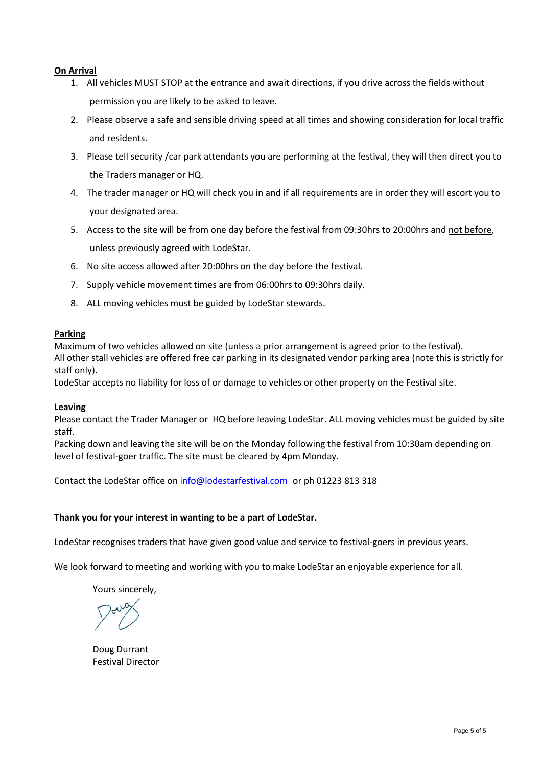**On Arrival**

1. All vehicles MUST STOP at the entrance and await directions, if you drive across the fields without permission you are likely to be asked to leave.
2. Please observe a safe and sensible driving speed at all times and showing consideration for local traffic and residents.
3. Please tell security /car park attendants you are performing at the festival, they will then direct you to the Traders manager or HQ.
4. The trader manager or HQ will check you in and if all requirements are in order they will escort you to your designated area.
5. Access to the site will be from one day before the festival from 09:30hrs to 20:00hrs and not before, unless previously agreed with LodeStar.
6. No site access allowed after 20:00hrs on the day before the festival.
7. Supply vehicle movement times are from 06:00hrs to 09:30hrs daily.
8. ALL moving vehicles must be guided by LodeStar stewards.

**Parking**

Maximum of two vehicles allowed on site (unless a prior arrangement is agreed prior to the festival).
All other stall vehicles are offered free car parking in its designated vendor parking area (note this is strictly for staff only).
LodeStar accepts no liability for loss of or damage to vehicles or other property on the Festival site.

**Leaving**

Please contact the Trader Manager or HQ before leaving LodeStar. ALL moving vehicles must be guided by site staff.
Packing down and leaving the site will be on the Monday following the festival from 10:30am depending on level of festival-goer traffic. The site must be cleared by 4pm Monday.

Contact the LodeStar office on info@lodestarfestival.com or ph 01223 813 318

**Thank you for your interest in wanting to be a part of LodeStar.**

LodeStar recognises traders that have given good value and service to festival-goers in previous years.

We look forward to meeting and working with you to make LodeStar an enjoyable experience for all.

Yours sincerely,

Doug

Doug Durrant
Festival Director